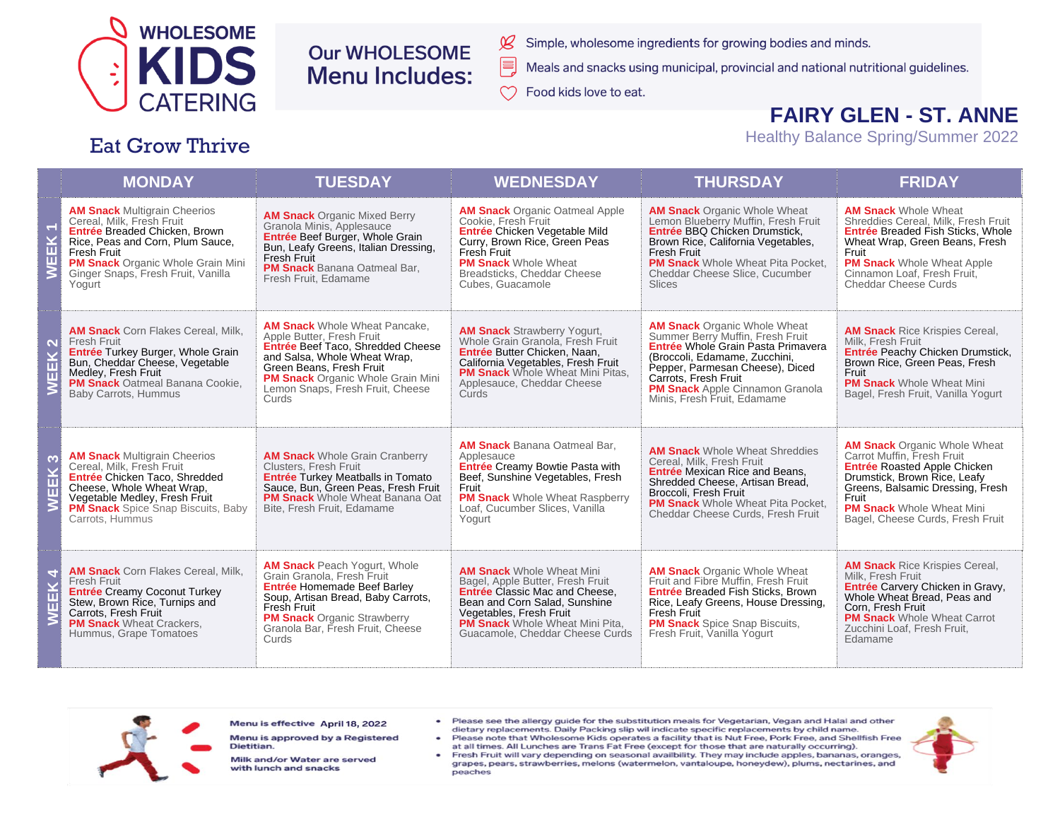# WHOLESOME KIDS CATERING

Eat Grow Thrive

## Our WHOLESOME Menu Includes:

- Simple, wholesome ingredients for growing bodies and minds.
- Meals and snacks using municipal, provincial and national nutritional guidelines.
- Food kids love to eat.

## FAIRY GLEN - ST. ANNE

Healthy Balance Spring/Summer 2022

| | MONDAY | TUESDAY | WEDNESDAY | THURSDAY | FRIDAY |
|---|---|---|---|---|---|
| WEEK 1 | **AM Snack** Multigrain Cheerios Cereal, Milk, Fresh Fruit **Entrée** Breaded Chicken, Brown Rice, Peas and Corn, Plum Sauce, Fresh Fruit **PM Snack** Organic Whole Grain Mini Ginger Snaps, Fresh Fruit, Vanilla Yogurt | **AM Snack** Organic Mixed Berry Granola Minis, Applesauce **Entrée** Beef Burger, Whole Grain Bun, Leafy Greens, Italian Dressing, Fresh Fruit **PM Snack** Banana Oatmeal Bar, Fresh Fruit, Edamame | **AM Snack** Organic Oatmeal Apple Cookie, Fresh Fruit **Entrée** Chicken Vegetable Mild Curry, Brown Rice, Green Peas Fresh Fruit **PM Snack** Whole Wheat Breadsticks, Cheddar Cheese Cubes, Guacamole | **AM Snack** Organic Whole Wheat Lemon Blueberry Muffin, Fresh Fruit **Entrée** BBQ Chicken Drumstick, Brown Rice, California Vegetables, Fresh Fruit **PM Snack** Whole Wheat Pita Pocket, Cheddar Cheese Slice, Cucumber Slices | **AM Snack** Whole Wheat Shreddies Cereal, Milk, Fresh Fruit **Entrée** Breaded Fish Sticks, Whole Wheat Wrap, Green Beans, Fresh Fruit **PM Snack** Whole Wheat Apple Cinnamon Loaf, Fresh Fruit, Cheddar Cheese Curds |
| WEEK 2 | **AM Snack** Corn Flakes Cereal, Milk, Fresh Fruit **Entrée** Turkey Burger, Whole Grain Bun, Cheddar Cheese, Vegetable Medley, Fresh Fruit **PM Snack** Oatmeal Banana Cookie, Baby Carrots, Hummus | **AM Snack** Whole Wheat Pancake, Apple Butter, Fresh Fruit **Entrée** Beef Taco, Shredded Cheese and Salsa, Whole Wheat Wrap, Green Beans, Fresh Fruit **PM Snack** Organic Whole Grain Mini Lemon Snaps, Fresh Fruit, Cheese Curds | **AM Snack** Strawberry Yogurt, Whole Grain Granola, Fresh Fruit **Entrée** Butter Chicken, Naan, California Vegetables, Fresh Fruit **PM Snack** Whole Wheat Mini Pitas, Applesauce, Cheddar Cheese Curds | **AM Snack** Organic Whole Wheat Summer Berry Muffin, Fresh Fruit **Entrée** Whole Grain Pasta Primavera (Broccoli, Edamame, Zucchini, Pepper, Parmesan Cheese), Diced Carrots, Fresh Fruit **PM Snack** Apple Cinnamon Granola Minis, Fresh Fruit, Edamame | **AM Snack** Rice Krispies Cereal, Milk, Fresh Fruit **Entrée** Peachy Chicken Drumstick, Brown Rice, Green Peas, Fresh Fruit **PM Snack** Whole Wheat Mini Bagel, Fresh Fruit, Vanilla Yogurt |
| WEEK 3 | **AM Snack** Multigrain Cheerios Cereal, Milk, Fresh Fruit **Entrée** Chicken Taco, Shredded Cheese, Whole Wheat Wrap, Vegetable Medley, Fresh Fruit **PM Snack** Spice Snap Biscuits, Baby Carrots, Hummus | **AM Snack** Whole Grain Cranberry Clusters, Fresh Fruit **Entrée** Turkey Meatballs in Tomato Sauce, Bun, Green Peas, Fresh Fruit **PM Snack** Whole Wheat Banana Oat Bite, Fresh Fruit, Edamame | **AM Snack** Banana Oatmeal Bar, Applesauce **Entrée** Creamy Bowtie Pasta with Beef, Sunshine Vegetables, Fresh Fruit **PM Snack** Whole Wheat Raspberry Loaf, Cucumber Slices, Vanilla Yogurt | **AM Snack** Whole Wheat Shreddies Cereal, Milk, Fresh Fruit **Entrée** Mexican Rice and Beans, Shredded Cheese, Artisan Bread, Broccoli, Fresh Fruit **PM Snack** Whole Wheat Pita Pocket, Cheddar Cheese Curds, Fresh Fruit | **AM Snack** Organic Whole Wheat Carrot Muffin, Fresh Fruit **Entrée** Roasted Apple Chicken Drumstick, Brown Rice, Leafy Greens, Balsamic Dressing, Fresh Fruit **PM Snack** Whole Wheat Mini Bagel, Cheese Curds, Fresh Fruit |
| WEEK 4 | **AM Snack** Corn Flakes Cereal, Milk, Fresh Fruit **Entrée** Creamy Coconut Turkey Stew, Brown Rice, Turnips and Carrots, Fresh Fruit **PM Snack** Wheat Crackers, Hummus, Grape Tomatoes | **AM Snack** Peach Yogurt, Whole Grain Granola, Fresh Fruit **Entrée** Homemade Beef Barley Soup, Artisan Bread, Baby Carrots, Fresh Fruit **PM Snack** Organic Strawberry Granola Bar, Fresh Fruit, Cheese Curds | **AM Snack** Whole Wheat Mini Bagel, Apple Butter, Fresh Fruit **Entrée** Classic Mac and Cheese, Bean and Corn Salad, Sunshine Vegetables, Fresh Fruit **PM Snack** Whole Wheat Mini Pita, Guacamole, Cheddar Cheese Curds | **AM Snack** Organic Whole Wheat Fruit and Fibre Muffin, Fresh Fruit **Entrée** Breaded Fish Sticks, Brown Rice, Leafy Greens, House Dressing, Fresh Fruit **PM Snack** Spice Snap Biscuits, Fresh Fruit, Vanilla Yogurt | **AM Snack** Rice Krispies Cereal, Milk, Fresh Fruit **Entrée** Carvery Chicken in Gravy, Whole Wheat Bread, Peas and Corn, Fresh Fruit **PM Snack** Whole Wheat Carrot Zucchini Loaf, Fresh Fruit, Edamame |

**Menu is effective April 18, 2022**

**Menu is approved by a Registered Dietitian.**

**Milk and/or Water are served with lunch and snacks**

- Please see the allergy guide for the substitution meals for Vegetarian, Vegan and Halal and other dietary replacements. Daily Packing slip wil indicate specific replacements by child name.
- Please note that Wholesome Kids operates a facility that is Nut Free, Pork Free, and Shellfish Free at all times. All Lunches are Trans Fat Free (except for those that are naturally occurring).
- Fresh Fruit will vary depending on seasonal availbility. They may include apples, bananas, oranges, grapes, pears, strawberries, melons (watermelon, vantaloupe, honeydew), plums, nectarines, and peaches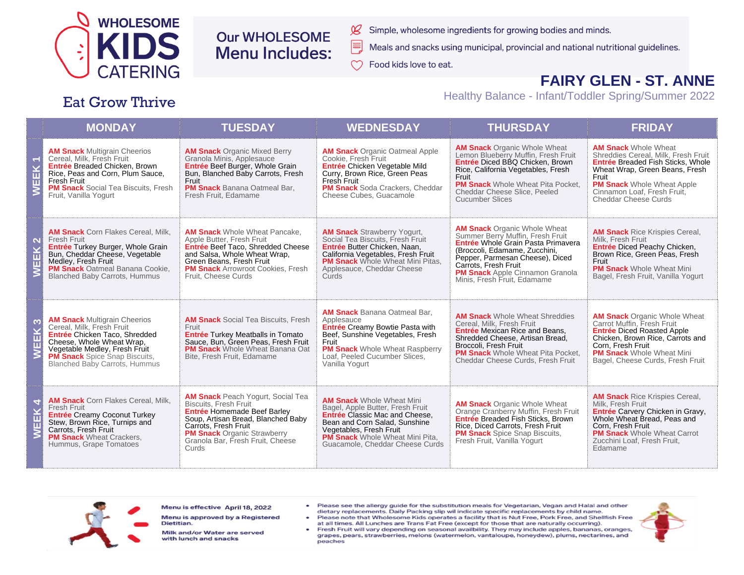# WHOLESOME KIDS CATERING

Eat Grow Thrive

## Our WHOLESOME Menu Includes:

- Simple, wholesome ingredients for growing bodies and minds.
- Meals and snacks using municipal, provincial and national nutritional guidelines.
- Food kids love to eat.

## FAIRY GLEN - ST. ANNE

Healthy Balance - Infant/Toddler Spring/Summer 2022

| | MONDAY | TUESDAY | WEDNESDAY | THURSDAY | FRIDAY |
|---|---|---|---|---|---|
| WEEK 1 | **AM Snack** Multigrain Cheerios Cereal, Milk, Fresh Fruit **Entrée** Breaded Chicken, Brown Rice, Peas and Corn, Plum Sauce, Fresh Fruit **PM Snack** Social Tea Biscuits, Fresh Fruit, Vanilla Yogurt | **AM Snack** Organic Mixed Berry Granola Minis, Applesauce **Entrée** Beef Burger, Whole Grain Bun, Blanched Baby Carrots, Fresh Fruit **PM Snack** Banana Oatmeal Bar, Fresh Fruit, Edamame | **AM Snack** Organic Oatmeal Apple Cookie, Fresh Fruit **Entrée** Chicken Vegetable Mild Curry, Brown Rice, Green Peas Fresh Fruit **PM Snack** Soda Crackers, Cheddar Cheese Cubes, Guacamole | **AM Snack** Organic Whole Wheat Lemon Blueberry Muffin, Fresh Fruit **Entrée** Diced BBQ Chicken, Brown Rice, California Vegetables, Fresh Fruit **PM Snack** Whole Wheat Pita Pocket, Cheddar Cheese Slice, Peeled Cucumber Slices | **AM Snack** Whole Wheat Shreddies Cereal, Milk, Fresh Fruit **Entrée** Breaded Fish Sticks, Whole Wheat Wrap, Green Beans, Fresh Fruit **PM Snack** Whole Wheat Apple Cinnamon Loaf, Fresh Fruit, Cheddar Cheese Curds |
| WEEK 2 | **AM Snack** Corn Flakes Cereal, Milk, Fresh Fruit **Entrée** Turkey Burger, Whole Grain Bun, Cheddar Cheese, Vegetable Medley, Fresh Fruit **PM Snack** Oatmeal Banana Cookie, Blanched Baby Carrots, Hummus | **AM Snack** Whole Wheat Pancake, Apple Butter, Fresh Fruit **Entrée** Beef Taco, Shredded Cheese and Salsa, Whole Wheat Wrap, Green Beans, Fresh Fruit **PM Snack** Arrowroot Cookies, Fresh Fruit, Cheese Curds | **AM Snack** Strawberry Yogurt, Social Tea Biscuits, Fresh Fruit **Entrée** Butter Chicken, Naan, California Vegetables, Fresh Fruit **PM Snack** Whole Wheat Mini Pitas, Applesauce, Cheddar Cheese Curds | **AM Snack** Organic Whole Wheat Summer Berry Muffin, Fresh Fruit **Entrée** Whole Grain Pasta Primavera (Broccoli, Edamame, Zucchini, Pepper, Parmesan Cheese), Diced Carrots, Fresh Fruit **PM Snack** Apple Cinnamon Granola Minis, Fresh Fruit, Edamame | **AM Snack** Rice Krispies Cereal, Milk, Fresh Fruit **Entrée** Diced Peachy Chicken, Brown Rice, Green Peas, Fresh Fruit **PM Snack** Whole Wheat Mini Bagel, Fresh Fruit, Vanilla Yogurt |
| WEEK 3 | **AM Snack** Multigrain Cheerios Cereal, Milk, Fresh Fruit **Entrée** Chicken Taco, Shredded Cheese, Whole Wheat Wrap, Vegetable Medley, Fresh Fruit **PM Snack** Spice Snap Biscuits, Blanched Baby Carrots, Hummus | **AM Snack** Social Tea Biscuits, Fresh Fruit **Entrée** Turkey Meatballs in Tomato Sauce, Bun, Green Peas, Fresh Fruit **PM Snack** Whole Wheat Banana Oat Bite, Fresh Fruit, Edamame | **AM Snack** Banana Oatmeal Bar, Applesauce **Entrée** Creamy Bowtie Pasta with Beef, Sunshine Vegetables, Fresh Fruit **PM Snack** Whole Wheat Raspberry Loaf, Peeled Cucumber Slices, Vanilla Yogurt | **AM Snack** Whole Wheat Shreddies Cereal, Milk, Fresh Fruit **Entrée** Mexican Rice and Beans, Shredded Cheese, Artisan Bread, Broccoli, Fresh Fruit **PM Snack** Whole Wheat Pita Pocket, Cheddar Cheese Curds, Fresh Fruit | **AM Snack** Organic Whole Wheat Carrot Muffin, Fresh Fruit **Entrée** Diced Roasted Apple Chicken, Brown Rice, Carrots and Corn, Fresh Fruit **PM Snack** Whole Wheat Mini Bagel, Cheese Curds, Fresh Fruit |
| WEEK 4 | **AM Snack** Corn Flakes Cereal, Milk, Fresh Fruit **Entrée** Creamy Coconut Turkey Stew, Brown Rice, Turnips and Carrots, Fresh Fruit **PM Snack** Wheat Crackers, Hummus, Grape Tomatoes | **AM Snack** Peach Yogurt, Social Tea Biscuits, Fresh Fruit **Entrée** Homemade Beef Barley Soup, Artisan Bread, Blanched Baby Carrots, Fresh Fruit **PM Snack** Organic Strawberry Granola Bar, Fresh Fruit, Cheese Curds | **AM Snack** Whole Wheat Mini Bagel, Apple Butter, Fresh Fruit **Entrée** Classic Mac and Cheese, Bean and Corn Salad, Sunshine Vegetables, Fresh Fruit **PM Snack** Whole Wheat Mini Pita, Guacamole, Cheddar Cheese Curds | **AM Snack** Organic Whole Wheat Orange Cranberry Muffin, Fresh Fruit **Entrée** Breaded Fish Sticks, Brown Rice, Diced Carrots, Fresh Fruit **PM Snack** Spice Snap Biscuits, Fresh Fruit, Vanilla Yogurt | **AM Snack** Rice Krispies Cereal, Milk, Fresh Fruit **Entrée** Carvery Chicken in Gravy, Whole Wheat Bread, Peas and Corn, Fresh Fruit **PM Snack** Whole Wheat Carrot Zucchini Loaf, Fresh Fruit, Edamame |

**Menu is effective** April 18, 2022

**Menu is approved by a Registered Dietitian.**

**Milk and/or Water are served with lunch and snacks**

- Please see the allergy guide for the substitution meals for Vegetarian, Vegan and Halal and other dietary replacements. Daily Packing slip wil indicate specific replacements by child name.
- Please note that Wholesome Kids operates a facility that is Nut Free, Pork Free, and Shellfish Free at all times. All Lunches are Trans Fat Free (except for those that are naturally occurring).
- Fresh Fruit will vary depending on seasonal availbility. They may include apples, bananas, oranges, grapes, pears, strawberries, melons (watermelon, vantaloupe, honeydew), plums, nectarines, and peaches